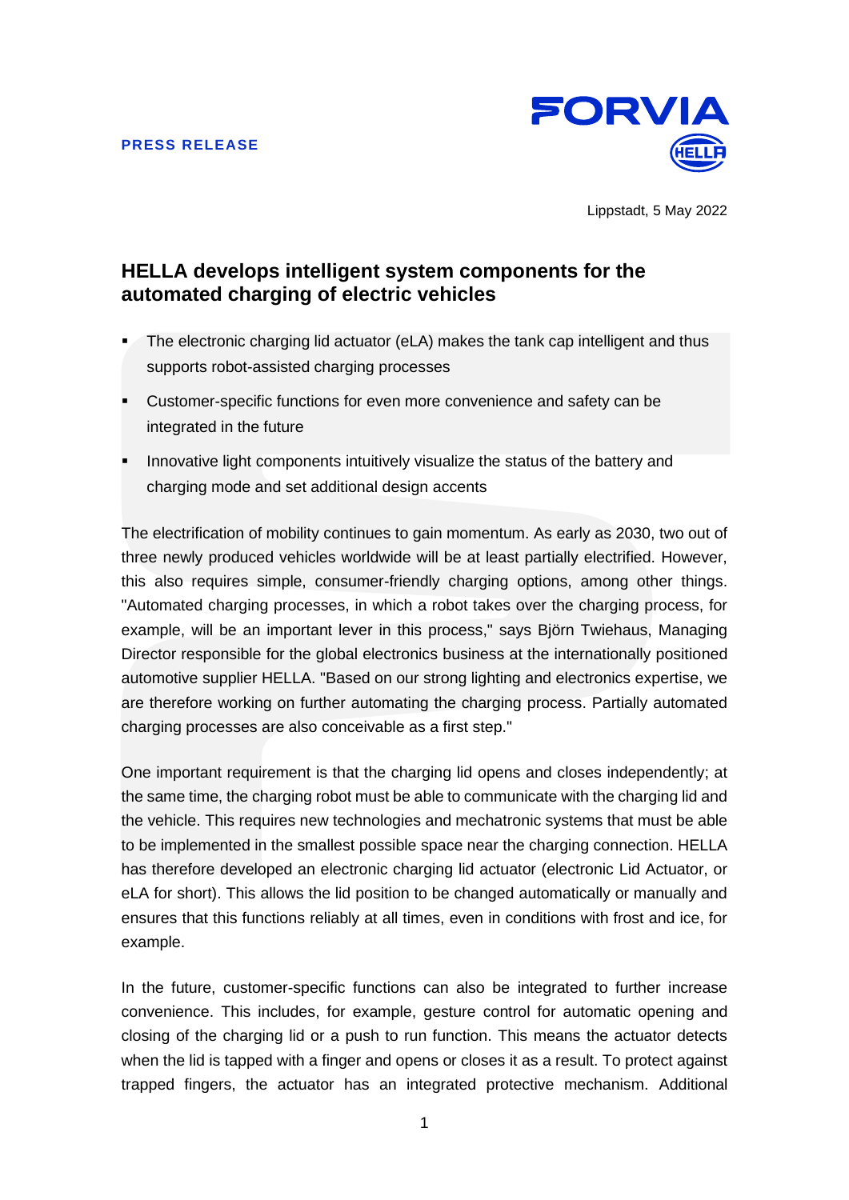**PRESS RELEASE**

Lippstadt, 5 May 2022

# HELLA develops intelligent system components for the automated charging of electric vehicles

- The electronic charging lid actuator (eLA) makes the tank cap intelligent and thus supports robot-assisted charging processes
- Customer-specific functions for even more convenience and safety can be integrated in the future
- Innovative light components intuitively visualize the status of the battery and charging mode and set additional design accents

The electrification of mobility continues to gain momentum. As early as 2030, two out of three newly produced vehicles worldwide will be at least partially electrified. However, this also requires simple, consumer-friendly charging options, among other things. "Automated charging processes, in which a robot takes over the charging process, for example, will be an important lever in this process," says Björn Twiehaus, Managing Director responsible for the global electronics business at the internationally positioned automotive supplier HELLA. "Based on our strong lighting and electronics expertise, we are therefore working on further automating the charging process. Partially automated charging processes are also conceivable as a first step."

One important requirement is that the charging lid opens and closes independently; at the same time, the charging robot must be able to communicate with the charging lid and the vehicle. This requires new technologies and mechatronic systems that must be able to be implemented in the smallest possible space near the charging connection. HELLA has therefore developed an electronic charging lid actuator (electronic Lid Actuator, or eLA for short). This allows the lid position to be changed automatically or manually and ensures that this functions reliably at all times, even in conditions with frost and ice, for example.

In the future, customer-specific functions can also be integrated to further increase convenience. This includes, for example, gesture control for automatic opening and closing of the charging lid or a push to run function. This means the actuator detects when the lid is tapped with a finger and opens or closes it as a result. To protect against trapped fingers, the actuator has an integrated protective mechanism. Additional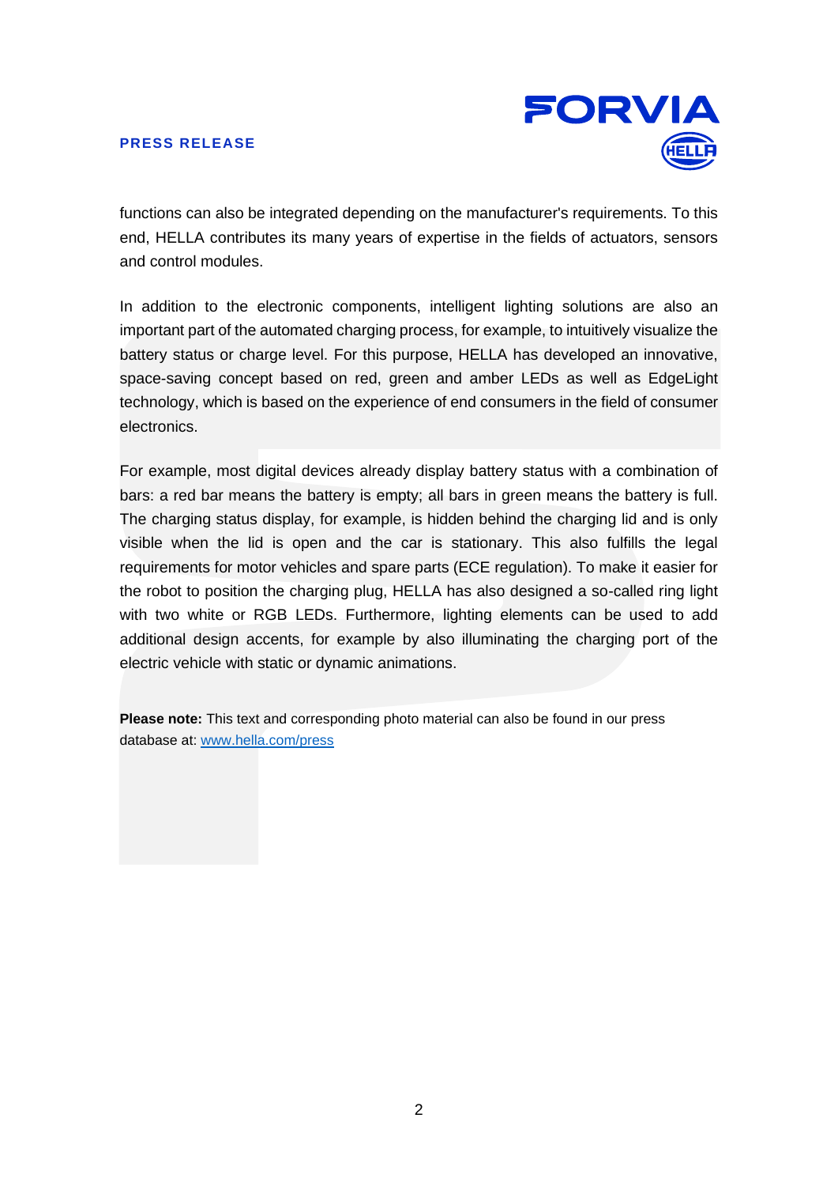functions can also be integrated depending on the manufacturer's requirements. To this end, HELLA contributes its many years of expertise in the fields of actuators, sensors and control modules.

In addition to the electronic components, intelligent lighting solutions are also an important part of the automated charging process, for example, to intuitively visualize the battery status or charge level. For this purpose, HELLA has developed an innovative, space-saving concept based on red, green and amber LEDs as well as EdgeLight technology, which is based on the experience of end consumers in the field of consumer electronics.

For example, most digital devices already display battery status with a combination of bars: a red bar means the battery is empty; all bars in green means the battery is full. The charging status display, for example, is hidden behind the charging lid and is only visible when the lid is open and the car is stationary. This also fulfills the legal requirements for motor vehicles and spare parts (ECE regulation). To make it easier for the robot to position the charging plug, HELLA has also designed a so-called ring light with two white or RGB LEDs. Furthermore, lighting elements can be used to add additional design accents, for example by also illuminating the charging port of the electric vehicle with static or dynamic animations.

**Please note:** This text and corresponding photo material can also be found in our press database at: [www.hella.com/press](http://www.hella.com/press)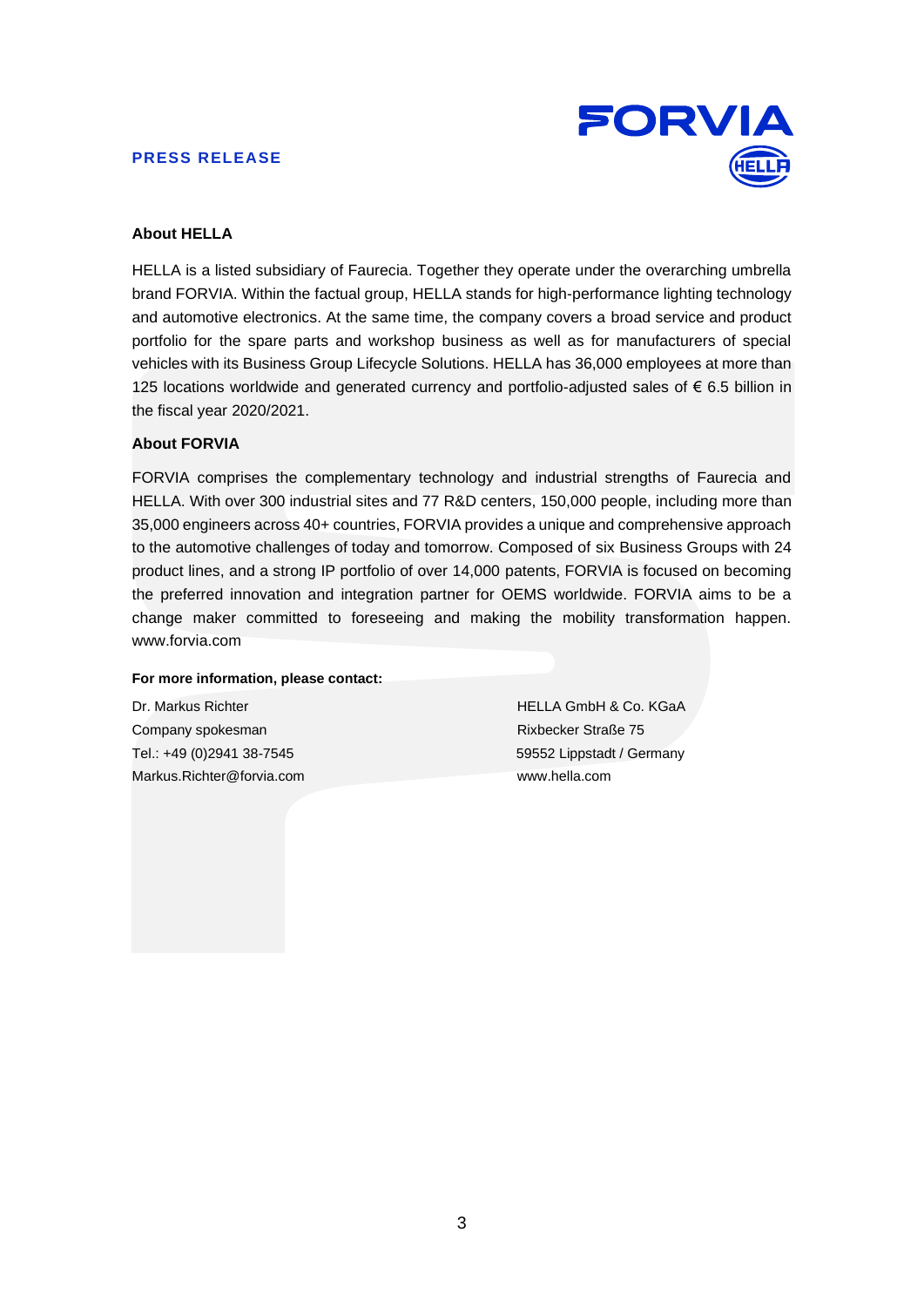**PRESS RELEASE**

### About HELLA

HELLA is a listed subsidiary of Faurecia. Together they operate under the overarching umbrella brand FORVIA. Within the factual group, HELLA stands for high-performance lighting technology and automotive electronics. At the same time, the company covers a broad service and product portfolio for the spare parts and workshop business as well as for manufacturers of special vehicles with its Business Group Lifecycle Solutions. HELLA has 36,000 employees at more than 125 locations worldwide and generated currency and portfolio-adjusted sales of € 6.5 billion in the fiscal year 2020/2021.

### About FORVIA

FORVIA comprises the complementary technology and industrial strengths of Faurecia and HELLA. With over 300 industrial sites and 77 R&D centers, 150,000 people, including more than 35,000 engineers across 40+ countries, FORVIA provides a unique and comprehensive approach to the automotive challenges of today and tomorrow. Composed of six Business Groups with 24 product lines, and a strong IP portfolio of over 14,000 patents, FORVIA is focused on becoming the preferred innovation and integration partner for OEMS worldwide. FORVIA aims to be a change maker committed to foreseeing and making the mobility transformation happen. www.forvia.com

**For more information, please contact:**

Dr. Markus Richter
Company spokesman
Tel.: +49 (0)2941 38-7545
Markus.Richter@forvia.com

HELLA GmbH & Co. KGaA
Rixbecker Straße 75
59552 Lippstadt / Germany
www.hella.com